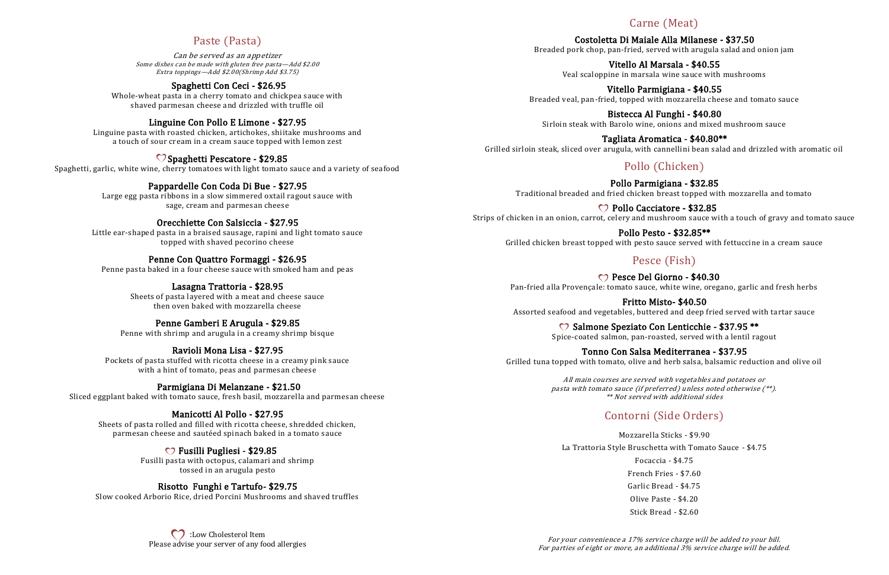## Paste (Pasta)

*Can be served as an appetizer*
*Some dishes can be made with gluten free pasta—Add $2.00*
*Extra toppings—Add $2.00(Shrimp Add $3.75)*

**Spaghetti Con Ceci - $26.95**
Whole-wheat pasta in a cherry tomato and chickpea sauce with shaved parmesan cheese and drizzled with truffle oil

**Linguine Con Pollo E Limone - $27.95**
Linguine pasta with roasted chicken, artichokes, shiitake mushrooms and a touch of sour cream in a cream sauce topped with lemon zest

♡ **Spaghetti Pescatore - $29.85**
Spaghetti, garlic, white wine, cherry tomatoes with light tomato sauce and a variety of seafood

**Pappardelle Con Coda Di Bue - $27.95**
Large egg pasta ribbons in a slow simmered oxtail ragout sauce with sage, cream and parmesan cheese

**Orecchiette Con Salsiccia - $27.95**
Little ear-shaped pasta in a braised sausage, rapini and light tomato sauce topped with shaved pecorino cheese

**Penne Con Quattro Formaggi - $26.95**
Penne pasta baked in a four cheese sauce with smoked ham and peas

**Lasagna Trattoria - $28.95**
Sheets of pasta layered with a meat and cheese sauce then oven baked with mozzarella cheese

**Penne Gamberi E Arugula - $29.85**
Penne with shrimp and arugula in a creamy shrimp bisque

**Ravioli Mona Lisa - $27.95**
Pockets of pasta stuffed with ricotta cheese in a creamy pink sauce with a hint of tomato, peas and parmesan cheese

**Parmigiana Di Melanzane - $21.50**
Sliced eggplant baked with tomato sauce, fresh basil, mozzarella and parmesan cheese

**Manicotti Al Pollo - $27.95**
Sheets of pasta rolled and filled with ricotta cheese, shredded chicken, parmesan cheese and sautéed spinach baked in a tomato sauce

♡ **Fusilli Pugliesi - $29.85**
Fusilli pasta with octopus, calamari and shrimp tossed in an arugula pesto

**Risotto Funghi e Tartufo- $29.75**
Slow cooked Arborio Rice, dried Porcini Mushrooms and shaved truffles

♡ :Low Cholesterol Item
Please advise your server of any food allergies

## Carne (Meat)

**Costoletta Di Maiale Alla Milanese - $37.50**
Breaded pork chop, pan-fried, served with arugula salad and onion jam

**Vitello Al Marsala - $40.55**
Veal scaloppine in marsala wine sauce with mushrooms

**Vitello Parmigiana - $40.55**
Breaded veal, pan-fried, topped with mozzarella cheese and tomato sauce

**Bistecca Al Funghi - $40.80**
Sirloin steak with Barolo wine, onions and mixed mushroom sauce

**Tagliata Aromatica - $40.80\*\***
Grilled sirloin steak, sliced over arugula, with cannellini bean salad and drizzled with aromatic oil

## Pollo (Chicken)

**Pollo Parmigiana - $32.85**
Traditional breaded and fried chicken breast topped with mozzarella and tomato

♡ **Pollo Cacciatore - $32.85**
Strips of chicken in an onion, carrot, celery and mushroom sauce with a touch of gravy and tomato sauce

**Pollo Pesto - $32.85\*\***
Grilled chicken breast topped with pesto sauce served with fettuccine in a cream sauce

## Pesce (Fish)

♡ **Pesce Del Giorno - $40.30**
Pan-fried alla Provençale: tomato sauce, white wine, oregano, garlic and fresh herbs

**Fritto Misto- $40.50**
Assorted seafood and vegetables, buttered and deep fried served with tartar sauce

♡ **Salmone Speziato Con Lenticchie - $37.95 \*\***
Spice-coated salmon, pan-roasted, served with a lentil ragout

**Tonno Con Salsa Mediterranea - $37.95**
Grilled tuna topped with tomato, olive and herb salsa, balsamic reduction and olive oil

*All main courses are served with vegetables and potatoes or pasta with tomato sauce (if preferred) unless noted otherwise (\*\*).*
*\*\* Not served with additional sides*

## Contorni (Side Orders)

Mozzarella Sticks - $9.90
La Trattoria Style Bruschetta with Tomato Sauce - $4.75
Focaccia - $4.75
French Fries - $7.60
Garlic Bread - $4.75
Olive Paste - $4.20
Stick Bread - $2.60

*For your convenience a 17% service charge will be added to your bill.*
*For parties of eight or more, an additional 3% service charge will be added.*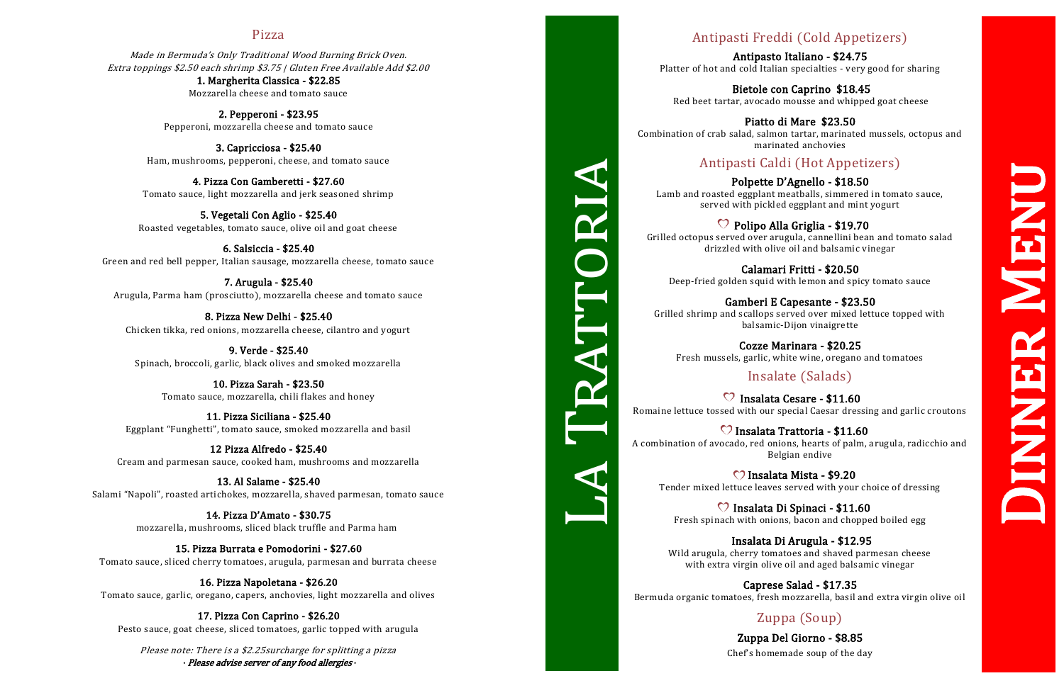## Pizza

*Made in Bermuda's Only Traditional Wood Burning Brick Oven.*
*Extra toppings $2.50 each shrimp $3.75 | Gluten Free Available Add $2.00*

**1. Margherita Classica - $22.85**
Mozzarella cheese and tomato sauce

**2. Pepperoni - $23.95**
Pepperoni, mozzarella cheese and tomato sauce

**3. Capricciosa - $25.40**
Ham, mushrooms, pepperoni, cheese, and tomato sauce

**4. Pizza Con Gamberetti - $27.60**
Tomato sauce, light mozzarella and jerk seasoned shrimp

**5. Vegetali Con Aglio - $25.40**
Roasted vegetables, tomato sauce, olive oil and goat cheese

**6. Salsiccia - $25.40**
Green and red bell pepper, Italian sausage, mozzarella cheese, tomato sauce

**7. Arugula - $25.40**
Arugula, Parma ham (prosciutto), mozzarella cheese and tomato sauce

**8. Pizza New Delhi - $25.40**
Chicken tikka, red onions, mozzarella cheese, cilantro and yogurt

**9. Verde - $25.40**
Spinach, broccoli, garlic, black olives and smoked mozzarella

**10. Pizza Sarah - $23.50**
Tomato sauce, mozzarella, chili flakes and honey

**11. Pizza Siciliana - $25.40**
Eggplant "Funghetti", tomato sauce, smoked mozzarella and basil

**12 Pizza Alfredo - $25.40**
Cream and parmesan sauce, cooked ham, mushrooms and mozzarella

**13. Al Salame - $25.40**
Salami "Napoli", roasted artichokes, mozzarella, shaved parmesan, tomato sauce

**14. Pizza D'Amato - $30.75**
mozzarella, mushrooms, sliced black truffle and Parma ham

**15. Pizza Burrata e Pomodorini - $27.60**
Tomato sauce, sliced cherry tomatoes, arugula, parmesan and burrata cheese

**16. Pizza Napoletana - $26.20**
Tomato sauce, garlic, oregano, capers, anchovies, light mozzarella and olives

**17. Pizza Con Caprino - $26.20**
Pesto sauce, goat cheese, sliced tomatoes, garlic topped with arugula

*Please note: There is a $2.25surcharge for splitting a pizza*
*· **Please advise server of any food allergies** ·*

# La Trattoria

# Dinner Menu

## Antipasti Freddi (Cold Appetizers)

**Antipasto Italiano - $24.75**
Platter of hot and cold Italian specialties - very good for sharing

**Bietole con Caprino $18.45**
Red beet tartar, avocado mousse and whipped goat cheese

**Piatto di Mare $23.50**
Combination of crab salad, salmon tartar, marinated mussels, octopus and marinated anchovies

## Antipasti Caldi (Hot Appetizers)

**Polpette D'Agnello - $18.50**
Lamb and roasted eggplant meatballs, simmered in tomato sauce, served with pickled eggplant and mint yogurt

♡ **Polipo Alla Griglia - $19.70**
Grilled octopus served over arugula, cannellini bean and tomato salad drizzled with olive oil and balsamic vinegar

**Calamari Fritti - $20.50**
Deep-fried golden squid with lemon and spicy tomato sauce

**Gamberi E Capesante - $23.50**
Grilled shrimp and scallops served over mixed lettuce topped with balsamic-Dijon vinaigrette

**Cozze Marinara - $20.25**
Fresh mussels, garlic, white wine, oregano and tomatoes

## Insalate (Salads)

♡ **Insalata Cesare - $11.60**
Romaine lettuce tossed with our special Caesar dressing and garlic croutons

♡ **Insalata Trattoria - $11.60**
A combination of avocado, red onions, hearts of palm, arugula, radicchio and Belgian endive

♡ **Insalata Mista - $9.20**
Tender mixed lettuce leaves served with your choice of dressing

♡ **Insalata Di Spinaci - $11.60**
Fresh spinach with onions, bacon and chopped boiled egg

**Insalata Di Arugula - $12.95**
Wild arugula, cherry tomatoes and shaved parmesan cheese with extra virgin olive oil and aged balsamic vinegar

**Caprese Salad - $17.35**
Bermuda organic tomatoes, fresh mozzarella, basil and extra virgin olive oil

## Zuppa (Soup)

**Zuppa Del Giorno - $8.85**
Chef's homemade soup of the day